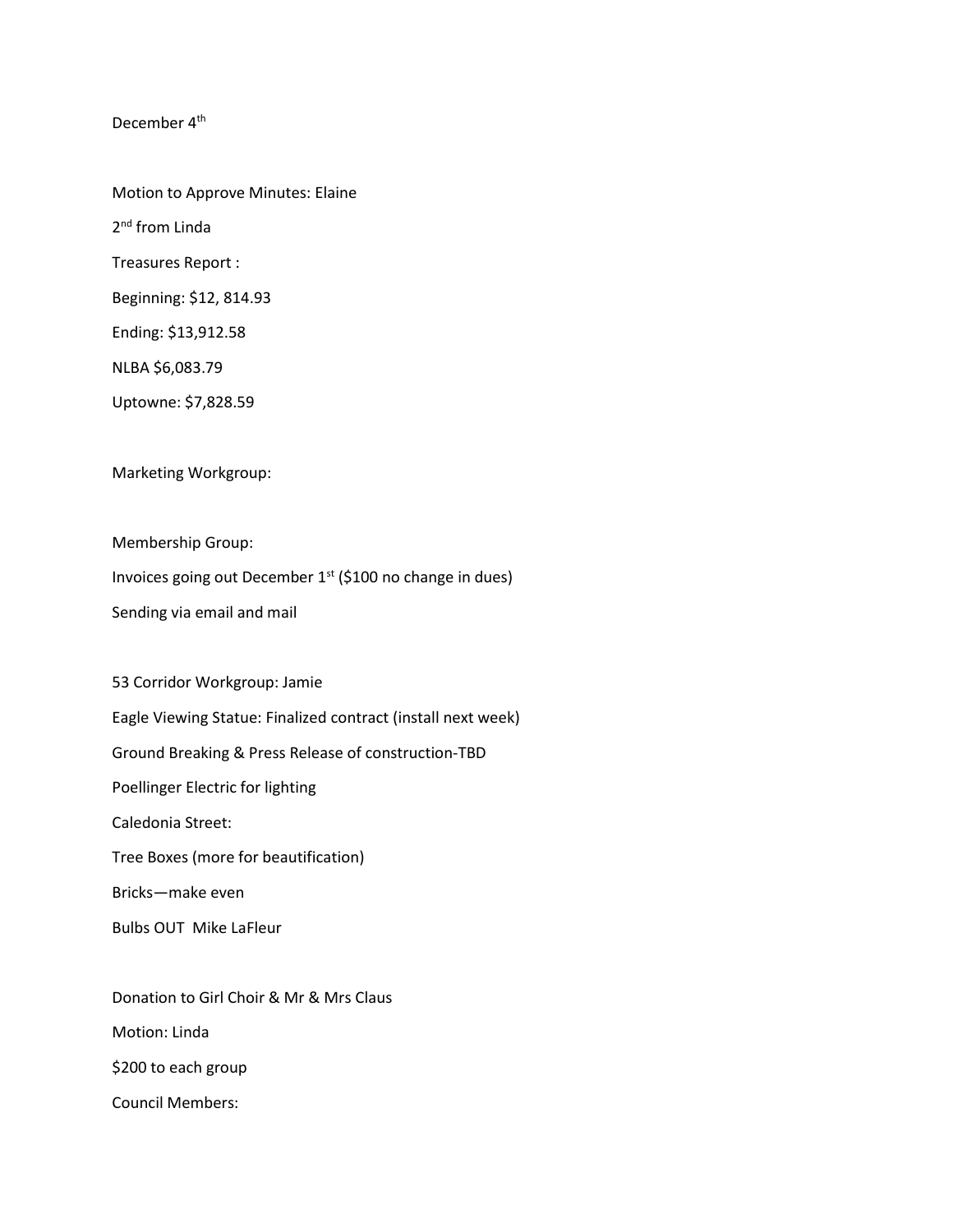December 4th

Motion to Approve Minutes: Elaine

2nd from Linda

Treasures Report :

Beginning: $12, 814.93

Ending: $13,912.58

NLBA $6,083.79

Uptowne: $7,828.59

Marketing Workgroup:

Membership Group:

Invoices going out December 1st ($100 no change in dues)

Sending via email and mail

53 Corridor Workgroup: Jamie

Eagle Viewing Statue: Finalized contract (install next week)

Ground Breaking & Press Release of construction-TBD

Poellinger Electric for lighting

Caledonia Street:

Tree Boxes (more for beautification)

Bricks—make even

Bulbs OUT  Mike LaFleur

Donation to Girl Choir & Mr & Mrs Claus

Motion: Linda

$200 to each group

Council Members: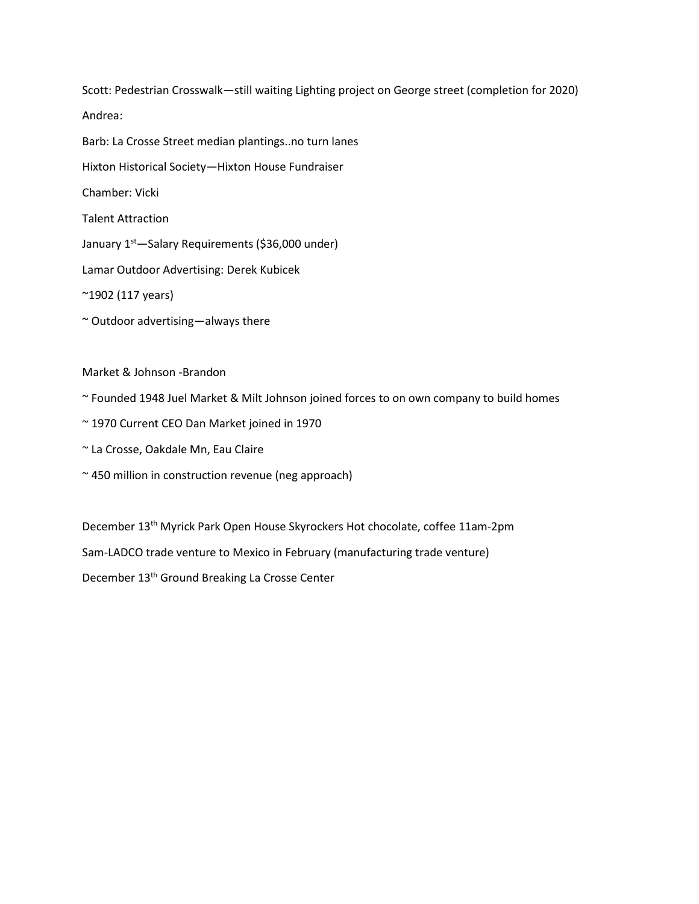Scott: Pedestrian Crosswalk—still waiting Lighting project on George street (completion for 2020)

Andrea:

Barb: La Crosse Street median plantings..no turn lanes

Hixton Historical Society—Hixton House Fundraiser

Chamber: Vicki

Talent Attraction

January 1st—Salary Requirements ($36,000 under)

Lamar Outdoor Advertising: Derek Kubicek

~1902 (117 years)

~ Outdoor advertising—always there

Market & Johnson -Brandon

~ Founded 1948 Juel Market & Milt Johnson joined forces to on own company to build homes

~ 1970 Current CEO Dan Market joined in 1970

~ La Crosse, Oakdale Mn, Eau Claire

~ 450 million in construction revenue (neg approach)

December 13th Myrick Park Open House Skyrockers Hot chocolate, coffee 11am-2pm

Sam-LADCO trade venture to Mexico in February (manufacturing trade venture)

December 13th Ground Breaking La Crosse Center